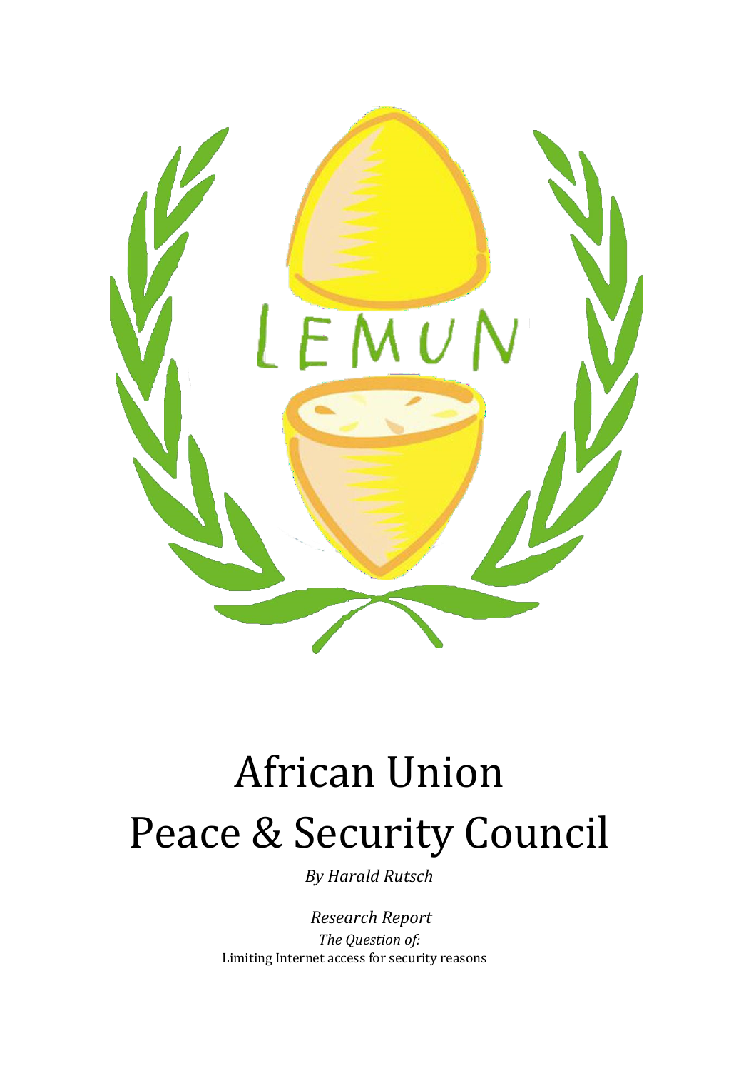# African Union Peace & Security Council

*By Harald Rutsch*

*Research Report*

*The Question of:*

Limiting Internet access for security reasons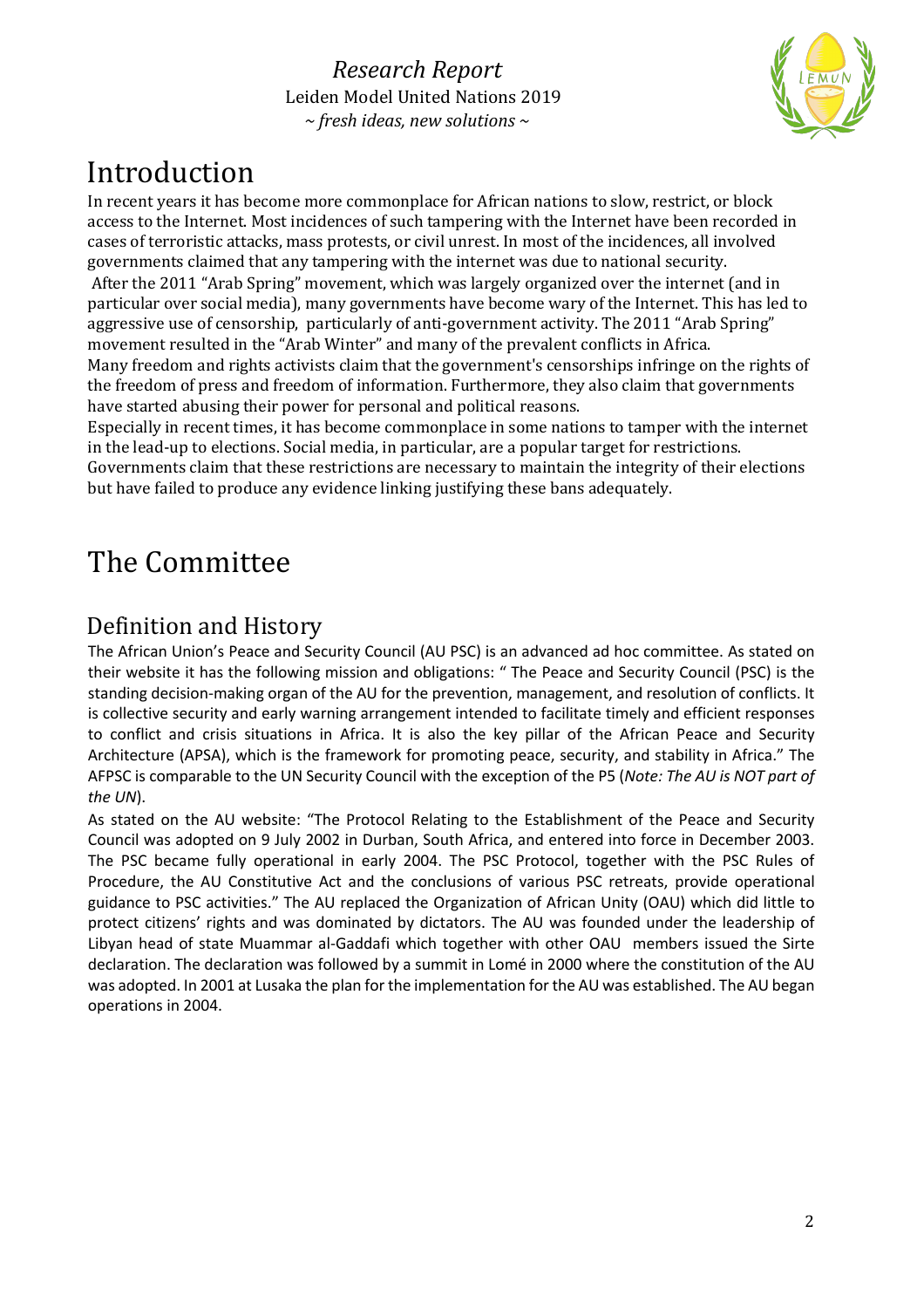# Introduction

In recent years it has become more commonplace for African nations to slow, restrict, or block access to the Internet. Most incidences of such tampering with the Internet have been recorded in cases of terroristic attacks, mass protests, or civil unrest. In most of the incidences, all involved governments claimed that any tampering with the internet was due to national security.

After the 2011 "Arab Spring" movement, which was largely organized over the internet (and in particular over social media), many governments have become wary of the Internet. This has led to aggressive use of censorship, particularly of anti-government activity. The 2011 "Arab Spring" movement resulted in the "Arab Winter" and many of the prevalent conflicts in Africa.

Many freedom and rights activists claim that the government's censorships infringe on the rights of the freedom of press and freedom of information. Furthermore, they also claim that governments have started abusing their power for personal and political reasons.

Especially in recent times, it has become commonplace in some nations to tamper with the internet in the lead-up to elections. Social media, in particular, are a popular target for restrictions. Governments claim that these restrictions are necessary to maintain the integrity of their elections but have failed to produce any evidence linking justifying these bans adequately.

# The Committee

## Definition and History

The African Union's Peace and Security Council (AU PSC) is an advanced ad hoc committee. As stated on their website it has the following mission and obligations: " The Peace and Security Council (PSC) is the standing decision-making organ of the AU for the prevention, management, and resolution of conflicts. It is collective security and early warning arrangement intended to facilitate timely and efficient responses to conflict and crisis situations in Africa. It is also the key pillar of the African Peace and Security Architecture (APSA), which is the framework for promoting peace, security, and stability in Africa." The AFPSC is comparable to the UN Security Council with the exception of the P5 (*Note: The AU is NOT part of the UN*).

As stated on the AU website: "The Protocol Relating to the Establishment of the Peace and Security Council was adopted on 9 July 2002 in Durban, South Africa, and entered into force in December 2003. The PSC became fully operational in early 2004. The PSC Protocol, together with the PSC Rules of Procedure, the AU Constitutive Act and the conclusions of various PSC retreats, provide operational guidance to PSC activities." The AU replaced the Organization of African Unity (OAU) which did little to protect citizens' rights and was dominated by dictators. The AU was founded under the leadership of Libyan head of state Muammar al-Gaddafi which together with other OAU members issued the Sirte declaration. The declaration was followed by a summit in Lomé in 2000 where the constitution of the AU was adopted. In 2001 at Lusaka the plan for the implementation for the AU was established. The AU began operations in 2004.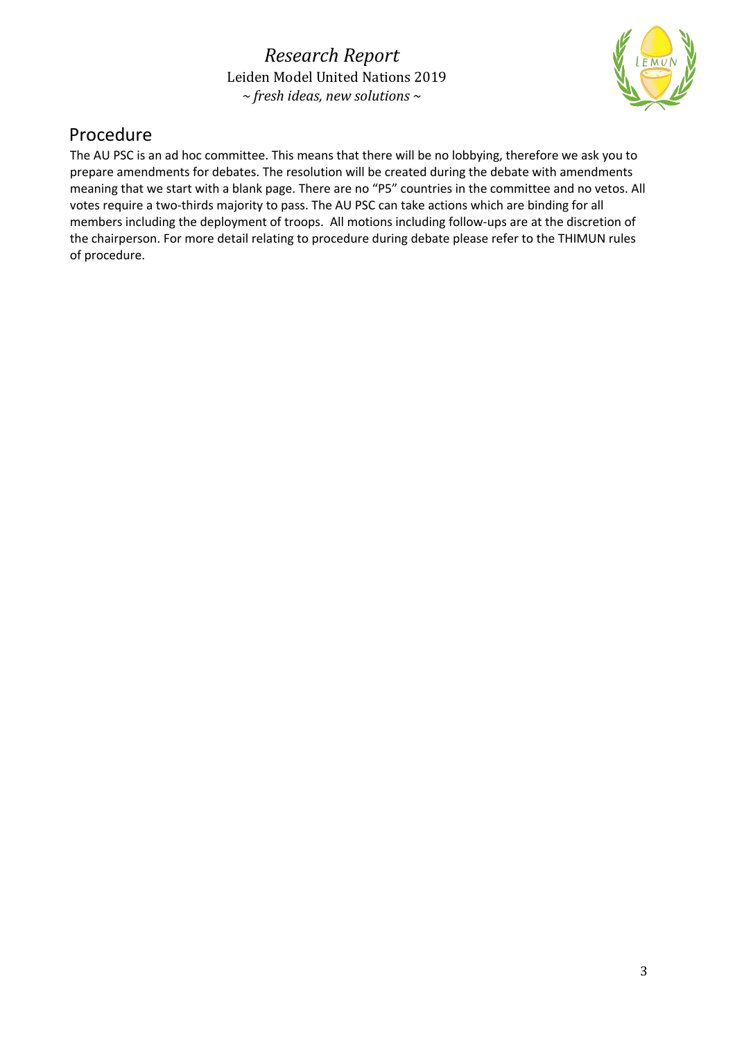## Procedure

The AU PSC is an ad hoc committee. This means that there will be no lobbying, therefore we ask you to prepare amendments for debates. The resolution will be created during the debate with amendments meaning that we start with a blank page. There are no "P5" countries in the committee and no vetos. All votes require a two-thirds majority to pass. The AU PSC can take actions which are binding for all members including the deployment of troops.  All motions including follow-ups are at the discretion of the chairperson. For more detail relating to procedure during debate please refer to the THIMUN rules of procedure.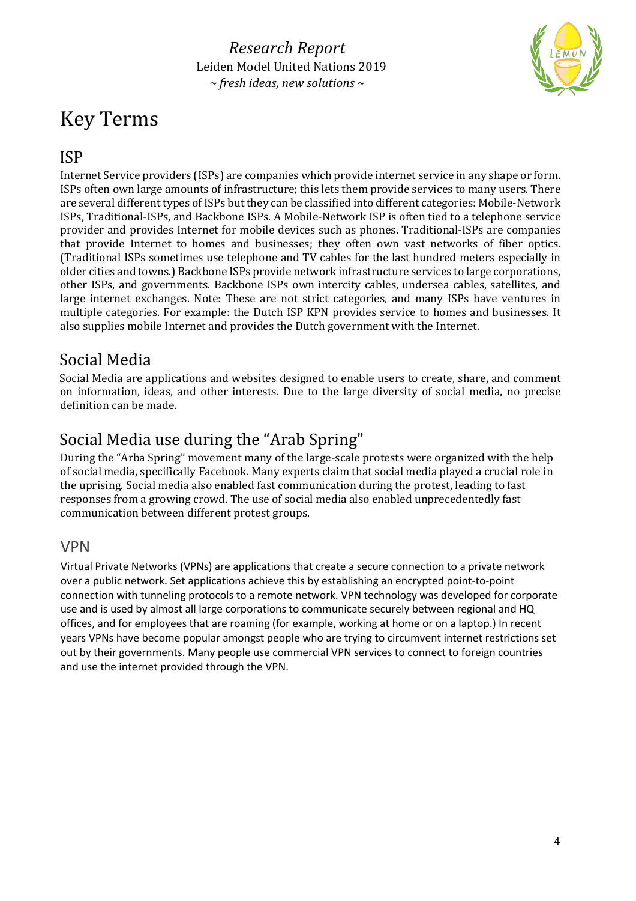# Key Terms

## ISP

Internet Service providers (ISPs) are companies which provide internet service in any shape or form. ISPs often own large amounts of infrastructure; this lets them provide services to many users. There are several different types of ISPs but they can be classified into different categories: Mobile-Network ISPs, Traditional-ISPs, and Backbone ISPs. A Mobile-Network ISP is often tied to a telephone service provider and provides Internet for mobile devices such as phones. Traditional-ISPs are companies that provide Internet to homes and businesses; they often own vast networks of fiber optics. (Traditional ISPs sometimes use telephone and TV cables for the last hundred meters especially in older cities and towns.) Backbone ISPs provide network infrastructure services to large corporations, other ISPs, and governments. Backbone ISPs own intercity cables, undersea cables, satellites, and large internet exchanges. Note: These are not strict categories, and many ISPs have ventures in multiple categories. For example: the Dutch ISP KPN provides service to homes and businesses. It also supplies mobile Internet and provides the Dutch government with the Internet.

## Social Media

Social Media are applications and websites designed to enable users to create, share, and comment on information, ideas, and other interests. Due to the large diversity of social media, no precise definition can be made.

## Social Media use during the "Arab Spring"

During the "Arba Spring" movement many of the large-scale protests were organized with the help of social media, specifically Facebook. Many experts claim that social media played a crucial role in the uprising. Social media also enabled fast communication during the protest, leading to fast responses from a growing crowd. The use of social media also enabled unprecedentedly fast communication between different protest groups.

## VPN

Virtual Private Networks (VPNs) are applications that create a secure connection to a private network over a public network. Set applications achieve this by establishing an encrypted point-to-point connection with tunneling protocols to a remote network. VPN technology was developed for corporate use and is used by almost all large corporations to communicate securely between regional and HQ offices, and for employees that are roaming (for example, working at home or on a laptop.) In recent years VPNs have become popular amongst people who are trying to circumvent internet restrictions set out by their governments. Many people use commercial VPN services to connect to foreign countries and use the internet provided through the VPN.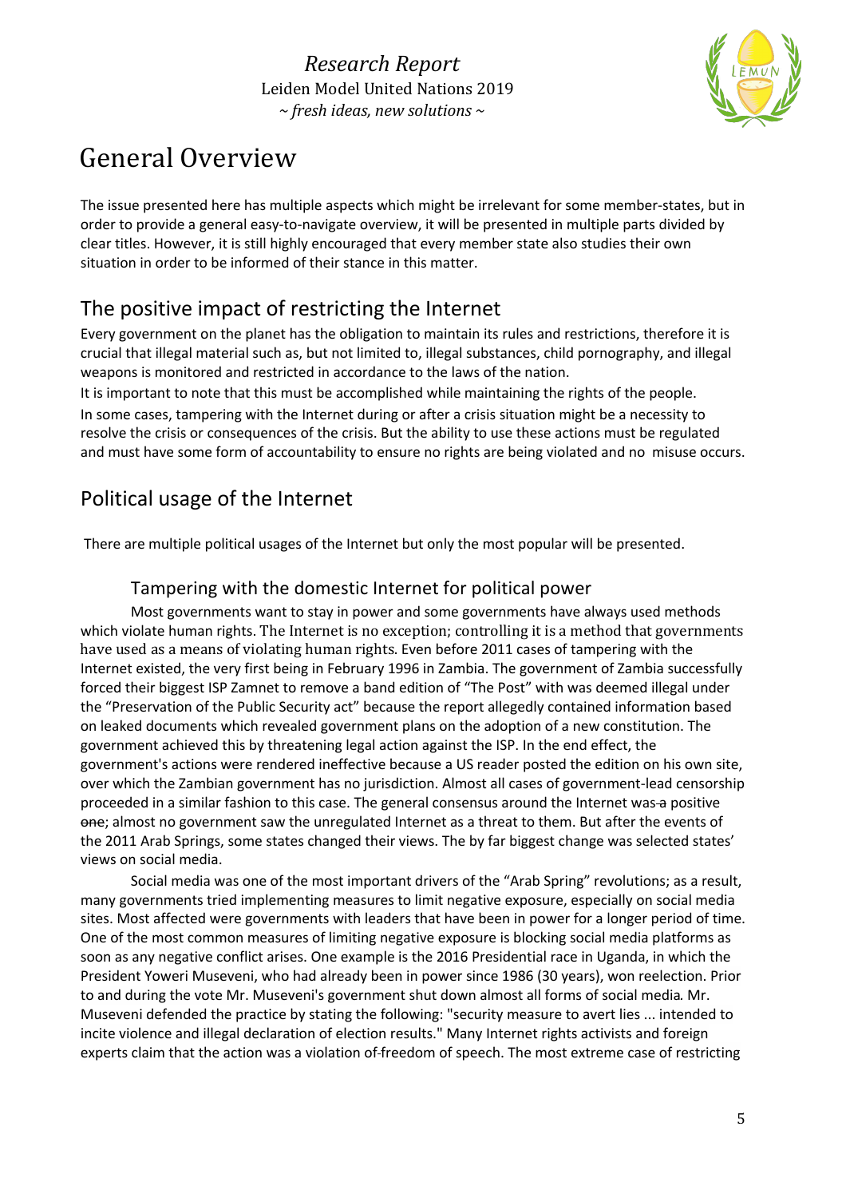# General Overview

The issue presented here has multiple aspects which might be irrelevant for some member-states, but in order to provide a general easy-to-navigate overview, it will be presented in multiple parts divided by clear titles. However, it is still highly encouraged that every member state also studies their own situation in order to be informed of their stance in this matter.

## The positive impact of restricting the Internet

Every government on the planet has the obligation to maintain its rules and restrictions, therefore it is crucial that illegal material such as, but not limited to, illegal substances, child pornography, and illegal weapons is monitored and restricted in accordance to the laws of the nation.

It is important to note that this must be accomplished while maintaining the rights of the people.

In some cases, tampering with the Internet during or after a crisis situation might be a necessity to resolve the crisis or consequences of the crisis. But the ability to use these actions must be regulated and must have some form of accountability to ensure no rights are being violated and no misuse occurs.

## Political usage of the Internet

There are multiple political usages of the Internet but only the most popular will be presented.

### Tampering with the domestic Internet for political power

Most governments want to stay in power and some governments have always used methods which violate human rights. The Internet is no exception; controlling it is a method that governments have used as a means of violating human rights. Even before 2011 cases of tampering with the Internet existed, the very first being in February 1996 in Zambia. The government of Zambia successfully forced their biggest ISP Zamnet to remove a band edition of "The Post" with was deemed illegal under the "Preservation of the Public Security act" because the report allegedly contained information based on leaked documents which revealed government plans on the adoption of a new constitution. The government achieved this by threatening legal action against the ISP. In the end effect, the government's actions were rendered ineffective because a US reader posted the edition on his own site, over which the Zambian government has no jurisdiction. Almost all cases of government-lead censorship proceeded in a similar fashion to this case. The general consensus around the Internet was ~~a~~ positive ~~one~~; almost no government saw the unregulated Internet as a threat to them. But after the events of the 2011 Arab Springs, some states changed their views. The by far biggest change was selected states' views on social media.

Social media was one of the most important drivers of the "Arab Spring" revolutions; as a result, many governments tried implementing measures to limit negative exposure, especially on social media sites. Most affected were governments with leaders that have been in power for a longer period of time. One of the most common measures of limiting negative exposure is blocking social media platforms as soon as any negative conflict arises. One example is the 2016 Presidential race in Uganda, in which the President Yoweri Museveni, who had already been in power since 1986 (30 years), won reelection. Prior to and during the vote Mr. Museveni's government shut down almost all forms of social media. Mr. Museveni defended the practice by stating the following: "security measure to avert lies ... intended to incite violence and illegal declaration of election results." Many Internet rights activists and foreign experts claim that the action was a violation of freedom of speech. The most extreme case of restricting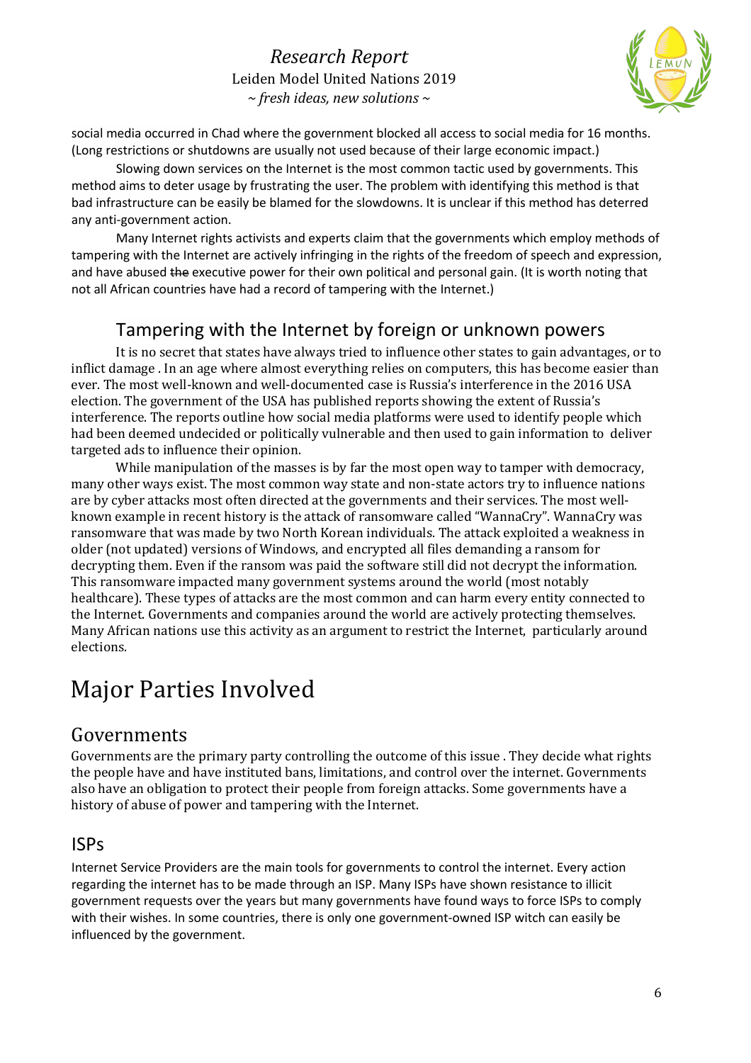social media occurred in Chad where the government blocked all access to social media for 16 months. (Long restrictions or shutdowns are usually not used because of their large economic impact.)

Slowing down services on the Internet is the most common tactic used by governments. This method aims to deter usage by frustrating the user. The problem with identifying this method is that bad infrastructure can be easily be blamed for the slowdowns. It is unclear if this method has deterred any anti-government action.

Many Internet rights activists and experts claim that the governments which employ methods of tampering with the Internet are actively infringing in the rights of the freedom of speech and expression, and have abused ~~the~~ executive power for their own political and personal gain. (It is worth noting that not all African countries have had a record of tampering with the Internet.)

## Tampering with the Internet by foreign or unknown powers

It is no secret that states have always tried to influence other states to gain advantages, or to inflict damage . In an age where almost everything relies on computers, this has become easier than ever. The most well-known and well-documented case is Russia's interference in the 2016 USA election. The government of the USA has published reports showing the extent of Russia's interference. The reports outline how social media platforms were used to identify people which had been deemed undecided or politically vulnerable and then used to gain information to deliver targeted ads to influence their opinion.

While manipulation of the masses is by far the most open way to tamper with democracy, many other ways exist. The most common way state and non-state actors try to influence nations are by cyber attacks most often directed at the governments and their services. The most well-known example in recent history is the attack of ransomware called "WannaCry". WannaCry was ransomware that was made by two North Korean individuals. The attack exploited a weakness in older (not updated) versions of Windows, and encrypted all files demanding a ransom for decrypting them. Even if the ransom was paid the software still did not decrypt the information. This ransomware impacted many government systems around the world (most notably healthcare). These types of attacks are the most common and can harm every entity connected to the Internet. Governments and companies around the world are actively protecting themselves. Many African nations use this activity as an argument to restrict the Internet, particularly around elections.

# Major Parties Involved

## Governments

Governments are the primary party controlling the outcome of this issue . They decide what rights the people have and have instituted bans, limitations, and control over the internet. Governments also have an obligation to protect their people from foreign attacks. Some governments have a history of abuse of power and tampering with the Internet.

## ISPs

Internet Service Providers are the main tools for governments to control the internet. Every action regarding the internet has to be made through an ISP. Many ISPs have shown resistance to illicit government requests over the years but many governments have found ways to force ISPs to comply with their wishes. In some countries, there is only one government-owned ISP witch can easily be influenced by the government.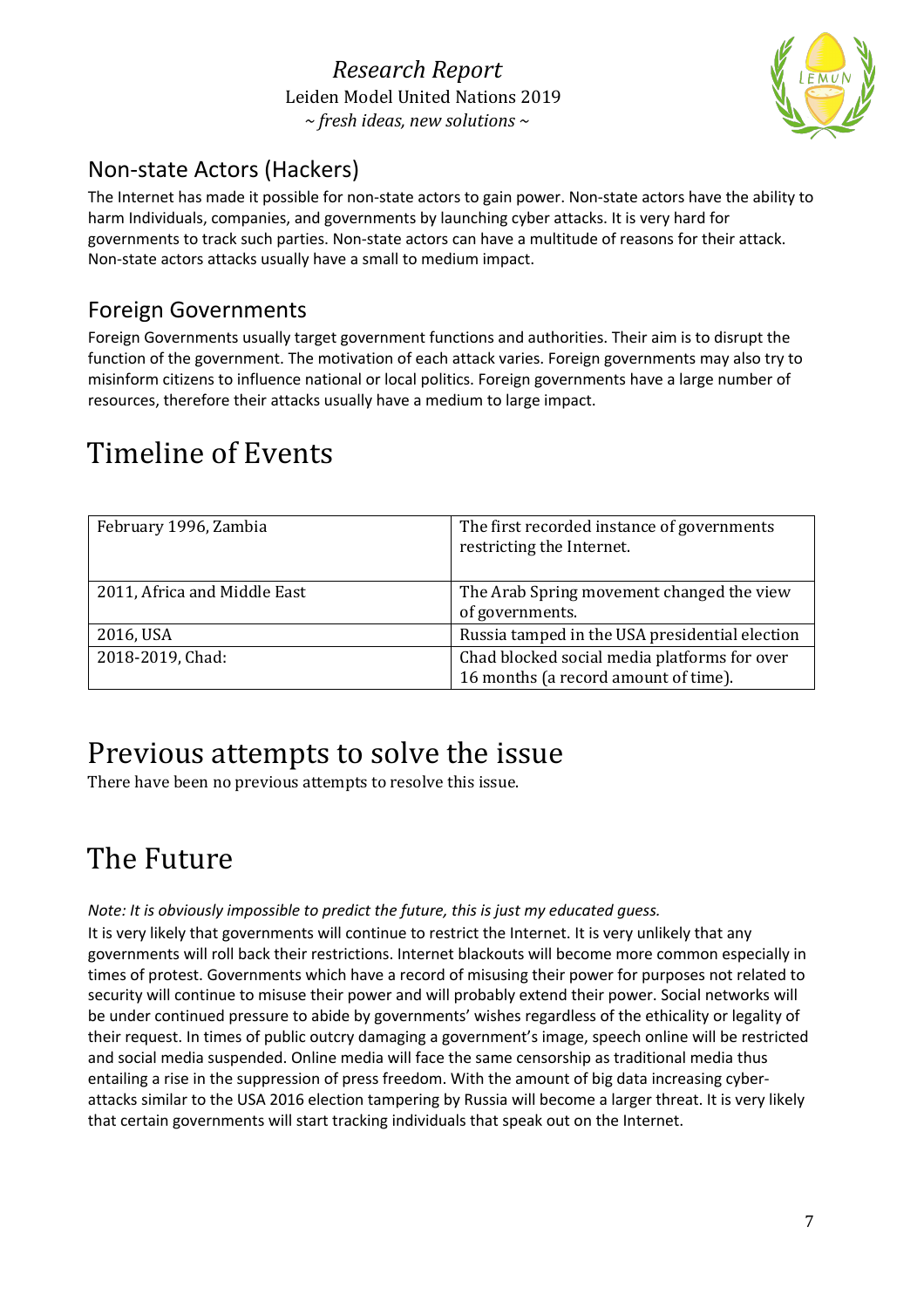## Non-state Actors (Hackers)

The Internet has made it possible for non-state actors to gain power. Non-state actors have the ability to harm Individuals, companies, and governments by launching cyber attacks. It is very hard for governments to track such parties. Non-state actors can have a multitude of reasons for their attack. Non-state actors attacks usually have a small to medium impact.

## Foreign Governments

Foreign Governments usually target government functions and authorities. Their aim is to disrupt the function of the government. The motivation of each attack varies. Foreign governments may also try to misinform citizens to influence national or local politics. Foreign governments have a large number of resources, therefore their attacks usually have a medium to large impact.

# Timeline of Events

| | |
|---|---|
| February 1996, Zambia | The first recorded instance of governments restricting the Internet. |
| 2011, Africa and Middle East | The Arab Spring movement changed the view of governments. |
| 2016, USA | Russia tamped in the USA presidential election |
| 2018-2019, Chad: | Chad blocked social media platforms for over 16 months (a record amount of time). |

# Previous attempts to solve the issue

There have been no previous attempts to resolve this issue.

# The Future

*Note: It is obviously impossible to predict the future, this is just my educated guess.*

It is very likely that governments will continue to restrict the Internet. It is very unlikely that any governments will roll back their restrictions. Internet blackouts will become more common especially in times of protest. Governments which have a record of misusing their power for purposes not related to security will continue to misuse their power and will probably extend their power. Social networks will be under continued pressure to abide by governments' wishes regardless of the ethicality or legality of their request. In times of public outcry damaging a government's image, speech online will be restricted and social media suspended. Online media will face the same censorship as traditional media thus entailing a rise in the suppression of press freedom. With the amount of big data increasing cyber-attacks similar to the USA 2016 election tampering by Russia will become a larger threat. It is very likely that certain governments will start tracking individuals that speak out on the Internet.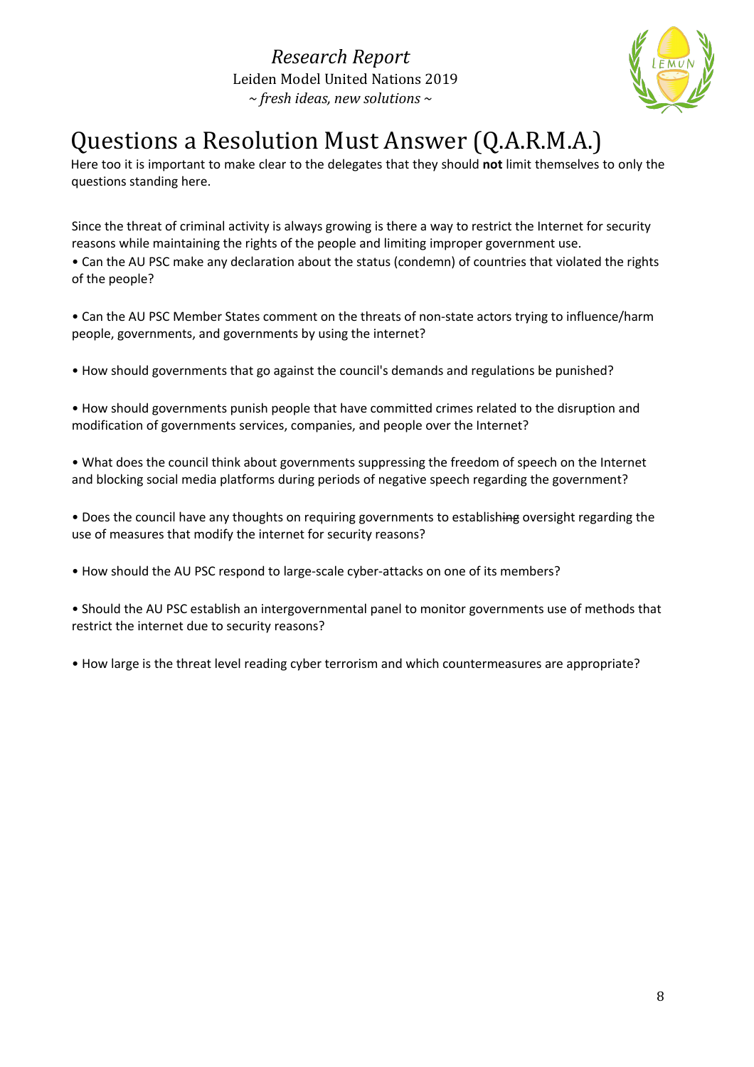# Questions a Resolution Must Answer (Q.A.R.M.A.)

Here too it is important to make clear to the delegates that they should **not** limit themselves to only the questions standing here.

Since the threat of criminal activity is always growing is there a way to restrict the Internet for security reasons while maintaining the rights of the people and limiting improper government use.

- Can the AU PSC make any declaration about the status (condemn) of countries that violated the rights of the people?

- Can the AU PSC Member States comment on the threats of non-state actors trying to influence/harm people, governments, and governments by using the internet?

- How should governments that go against the council's demands and regulations be punished?

- How should governments punish people that have committed crimes related to the disruption and modification of governments services, companies, and people over the Internet?

- What does the council think about governments suppressing the freedom of speech on the Internet and blocking social media platforms during periods of negative speech regarding the government?

- Does the council have any thoughts on requiring governments to establish~~ing~~ oversight regarding the use of measures that modify the internet for security reasons?

- How should the AU PSC respond to large-scale cyber-attacks on one of its members?

- Should the AU PSC establish an intergovernmental panel to monitor governments use of methods that restrict the internet due to security reasons?

- How large is the threat level reading cyber terrorism and which countermeasures are appropriate?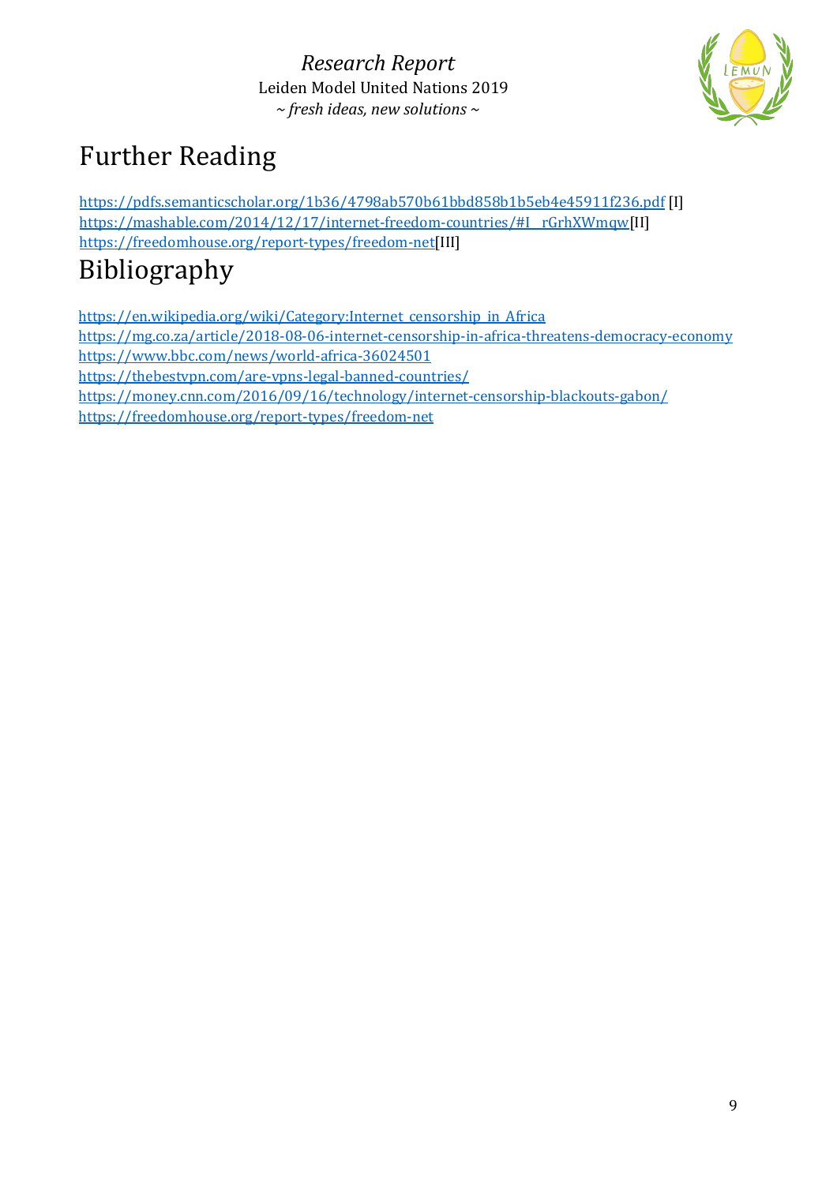# Further Reading

https://pdfs.semanticscholar.org/1b36/4798ab570b61bbd858b1b5eb4e45911f236.pdf [I]
https://mashable.com/2014/12/17/internet-freedom-countries/#I_rGrhXWmqw[II]
https://freedomhouse.org/report-types/freedom-net[III]

# Bibliography

https://en.wikipedia.org/wiki/Category:Internet_censorship_in_Africa
https://mg.co.za/article/2018-08-06-internet-censorship-in-africa-threatens-democracy-economy
https://www.bbc.com/news/world-africa-36024501
https://thebestvpn.com/are-vpns-legal-banned-countries/
https://money.cnn.com/2016/09/16/technology/internet-censorship-blackouts-gabon/
https://freedomhouse.org/report-types/freedom-net